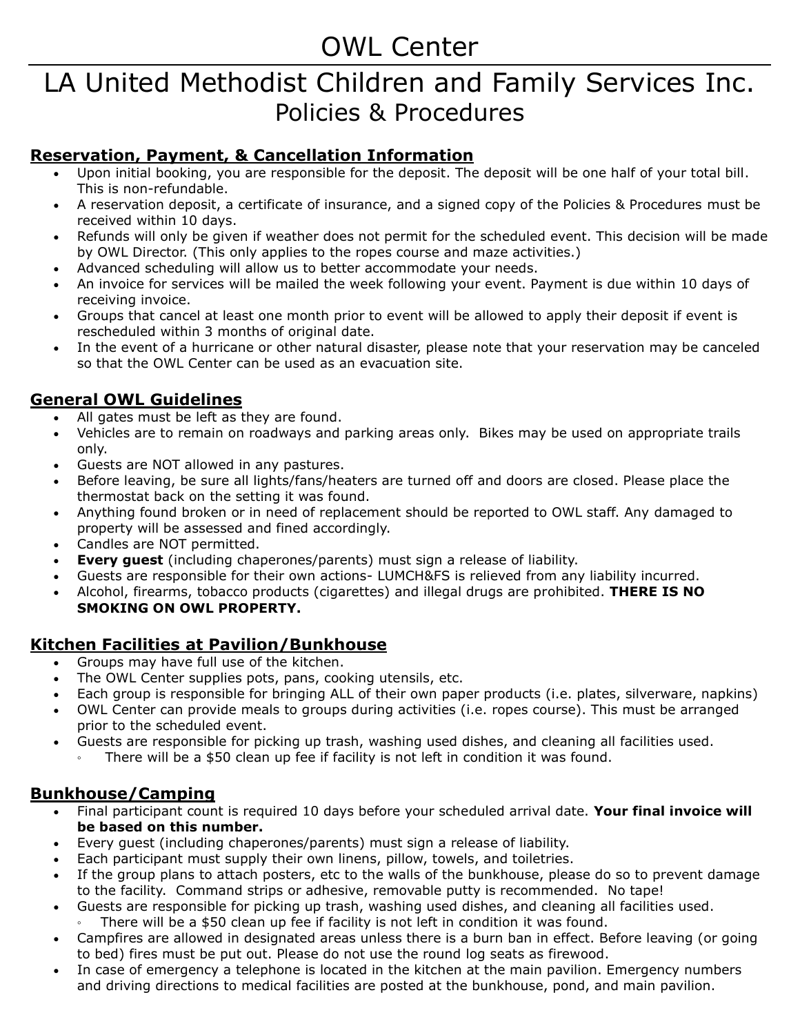# OWL Center

# LA United Methodist Children and Family Services Inc.

## Policies & Procedures

### Reservation, Payment, & Cancellation Information

- Upon initial booking, you are responsible for the deposit. The deposit will be one half of your total bill. This is non-refundable.
- A reservation deposit, a certificate of insurance, and a signed copy of the Policies & Procedures must be received within 10 days.
- Refunds will only be given if weather does not permit for the scheduled event. This decision will be made by OWL Director. (This only applies to the ropes course and maze activities.)
- Advanced scheduling will allow us to better accommodate your needs.
- An invoice for services will be mailed the week following your event. Payment is due within 10 days of receiving invoice.
- Groups that cancel at least one month prior to event will be allowed to apply their deposit if event is rescheduled within 3 months of original date.
- In the event of a hurricane or other natural disaster, please note that your reservation may be canceled so that the OWL Center can be used as an evacuation site.

### General OWL Guidelines

- All gates must be left as they are found.
- Vehicles are to remain on roadways and parking areas only. Bikes may be used on appropriate trails only.
- Guests are NOT allowed in any pastures.
- Before leaving, be sure all lights/fans/heaters are turned off and doors are closed. Please place the thermostat back on the setting it was found.
- Anything found broken or in need of replacement should be reported to OWL staff. Any damaged to property will be assessed and fined accordingly.
- Candles are NOT permitted.
- **Every guest** (including chaperones/parents) must sign a release of liability.
- Guests are responsible for their own actions- LUMCH&FS is relieved from any liability incurred.
- Alcohol, firearms, tobacco products (cigarettes) and illegal drugs are prohibited. **THERE IS NO SMOKING ON OWL PROPERTY.**

### Kitchen Facilities at Pavilion/Bunkhouse

- Groups may have full use of the kitchen.
- The OWL Center supplies pots, pans, cooking utensils, etc.
- Each group is responsible for bringing ALL of their own paper products (i.e. plates, silverware, napkins)
- OWL Center can provide meals to groups during activities (i.e. ropes course). This must be arranged prior to the scheduled event.
- Guests are responsible for picking up trash, washing used dishes, and cleaning all facilities used.
  - There will be a $50 clean up fee if facility is not left in condition it was found.

### Bunkhouse/Camping

- Final participant count is required 10 days before your scheduled arrival date. **Your final invoice will be based on this number.**
- Every guest (including chaperones/parents) must sign a release of liability.
- Each participant must supply their own linens, pillow, towels, and toiletries.
- If the group plans to attach posters, etc to the walls of the bunkhouse, please do so to prevent damage to the facility. Command strips or adhesive, removable putty is recommended. No tape!
- Guests are responsible for picking up trash, washing used dishes, and cleaning all facilities used.
  - There will be a $50 clean up fee if facility is not left in condition it was found.
- Campfires are allowed in designated areas unless there is a burn ban in effect. Before leaving (or going to bed) fires must be put out. Please do not use the round log seats as firewood.
- In case of emergency a telephone is located in the kitchen at the main pavilion. Emergency numbers and driving directions to medical facilities are posted at the bunkhouse, pond, and main pavilion.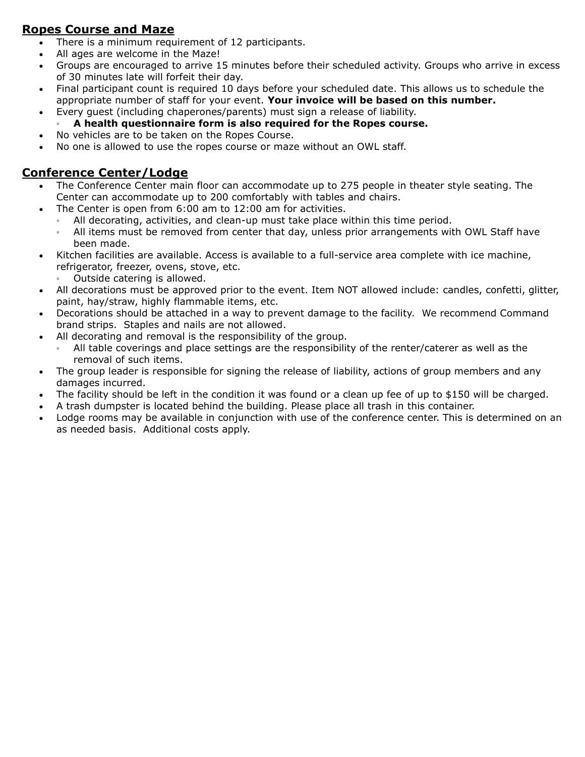## Ropes Course and Maze

- There is a minimum requirement of 12 participants.
- All ages are welcome in the Maze!
- Groups are encouraged to arrive 15 minutes before their scheduled activity. Groups who arrive in excess of 30 minutes late will forfeit their day.
- Final participant count is required 10 days before your scheduled date. This allows us to schedule the appropriate number of staff for your event. **Your invoice will be based on this number.**
- Every guest (including chaperones/parents) must sign a release of liability.
  - **A health questionnaire form is also required for the Ropes course.**
- No vehicles are to be taken on the Ropes Course.
- No one is allowed to use the ropes course or maze without an OWL staff.

## Conference Center/Lodge

- The Conference Center main floor can accommodate up to 275 people in theater style seating. The Center can accommodate up to 200 comfortably with tables and chairs.
- The Center is open from 6:00 am to 12:00 am for activities.
  - All decorating, activities, and clean-up must take place within this time period.
  - All items must be removed from center that day, unless prior arrangements with OWL Staff have been made.
- Kitchen facilities are available. Access is available to a full-service area complete with ice machine, refrigerator, freezer, ovens, stove, etc.
  - Outside catering is allowed.
- All decorations must be approved prior to the event. Item NOT allowed include: candles, confetti, glitter, paint, hay/straw, highly flammable items, etc.
- Decorations should be attached in a way to prevent damage to the facility. We recommend Command brand strips. Staples and nails are not allowed.
- All decorating and removal is the responsibility of the group.
  - All table coverings and place settings are the responsibility of the renter/caterer as well as the removal of such items.
- The group leader is responsible for signing the release of liability, actions of group members and any damages incurred.
- The facility should be left in the condition it was found or a clean up fee of up to $150 will be charged.
- A trash dumpster is located behind the building. Please place all trash in this container.
- Lodge rooms may be available in conjunction with use of the conference center. This is determined on an as needed basis. Additional costs apply.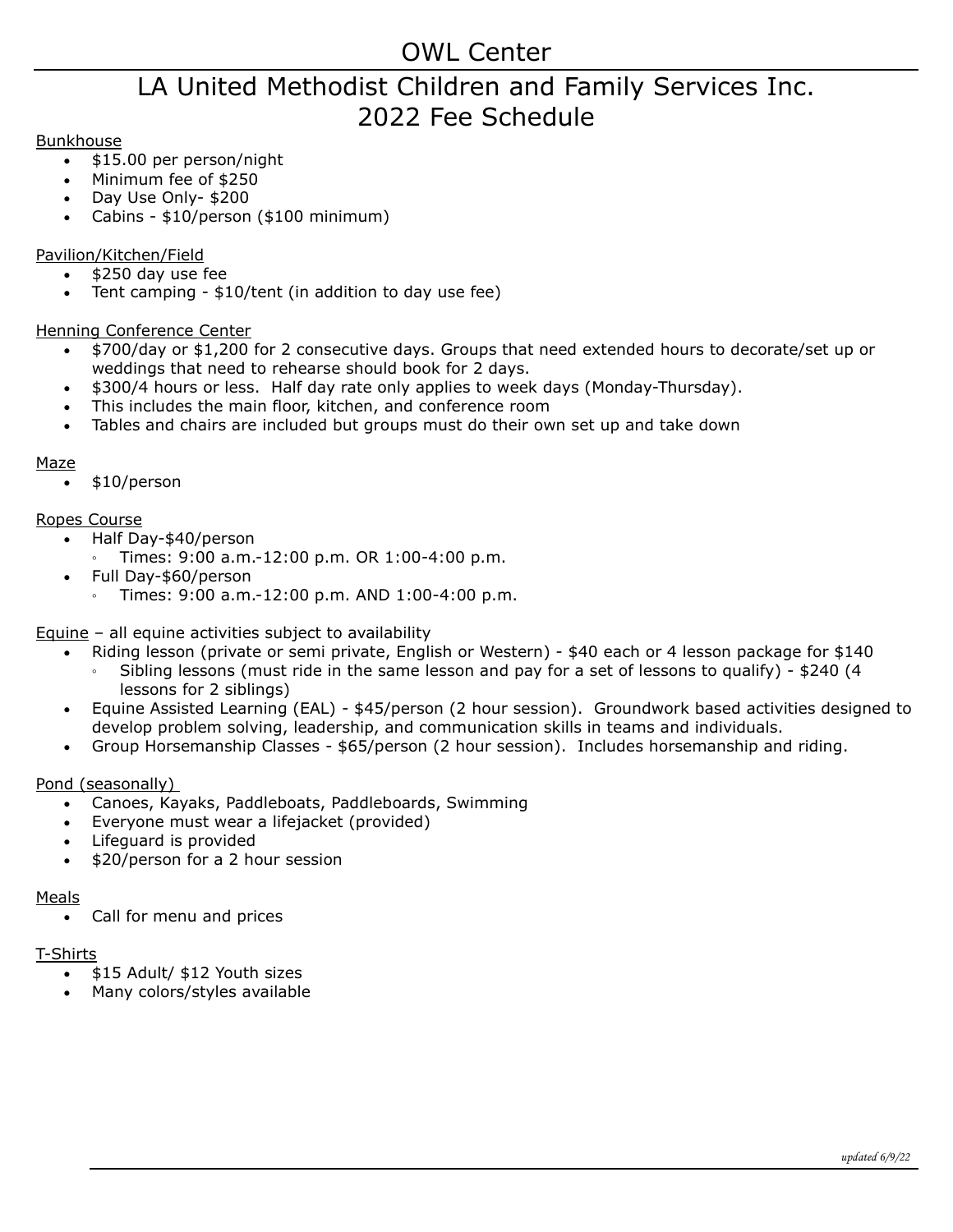# OWL Center

## LA United Methodist Children and Family Services Inc.
## 2022 Fee Schedule

Bunkhouse

- $15.00 per person/night
- Minimum fee of $250
- Day Use Only- $200
- Cabins - $10/person ($100 minimum)

Pavilion/Kitchen/Field

- $250 day use fee
- Tent camping - $10/tent (in addition to day use fee)

Henning Conference Center

- $700/day or $1,200 for 2 consecutive days. Groups that need extended hours to decorate/set up or weddings that need to rehearse should book for 2 days.
- $300/4 hours or less. Half day rate only applies to week days (Monday-Thursday).
- This includes the main floor, kitchen, and conference room
- Tables and chairs are included but groups must do their own set up and take down

Maze

- $10/person

Ropes Course

- Half Day-$40/person
  - Times: 9:00 a.m.-12:00 p.m. OR 1:00-4:00 p.m.
- Full Day-$60/person
  - Times: 9:00 a.m.-12:00 p.m. AND 1:00-4:00 p.m.

Equine – all equine activities subject to availability

- Riding lesson (private or semi private, English or Western) - $40 each or 4 lesson package for $140
  - Sibling lessons (must ride in the same lesson and pay for a set of lessons to qualify) - $240 (4 lessons for 2 siblings)
- Equine Assisted Learning (EAL) - $45/person (2 hour session). Groundwork based activities designed to develop problem solving, leadership, and communication skills in teams and individuals.
- Group Horsemanship Classes - $65/person (2 hour session). Includes horsemanship and riding.

Pond (seasonally)

- Canoes, Kayaks, Paddleboats, Paddleboards, Swimming
- Everyone must wear a lifejacket (provided)
- Lifeguard is provided
- $20/person for a 2 hour session

Meals

- Call for menu and prices

T-Shirts

- $15 Adult/ $12 Youth sizes
- Many colors/styles available

*updated 6/9/22*